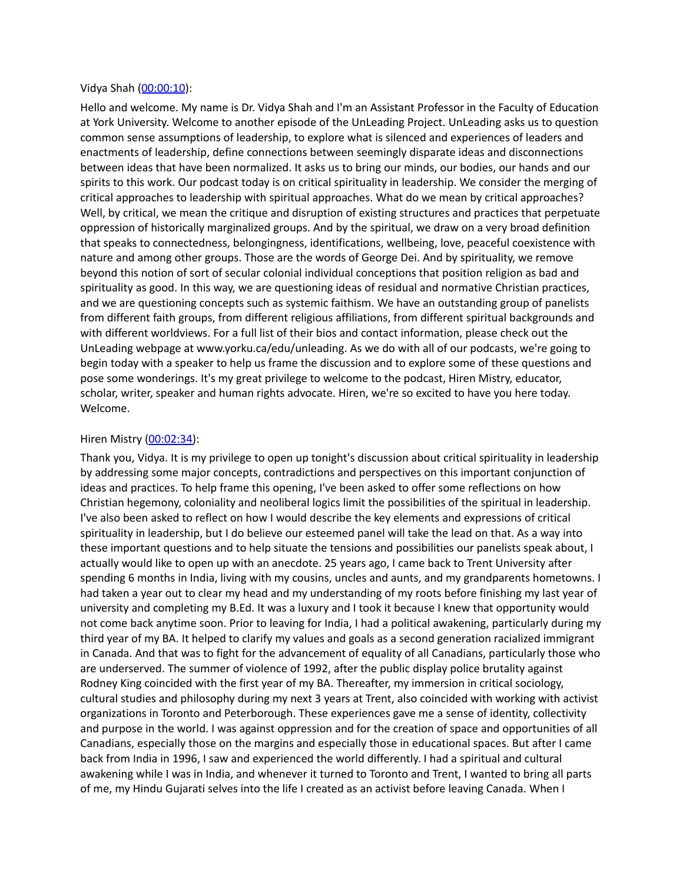Vidya Shah ([00:00:10](#)):

Hello and welcome. My name is Dr. Vidya Shah and I'm an Assistant Professor in the Faculty of Education at York University. Welcome to another episode of the UnLeading Project. UnLeading asks us to question common sense assumptions of leadership, to explore what is silenced and experiences of leaders and enactments of leadership, define connections between seemingly disparate ideas and disconnections between ideas that have been normalized. It asks us to bring our minds, our bodies, our hands and our spirits to this work. Our podcast today is on critical spirituality in leadership. We consider the merging of critical approaches to leadership with spiritual approaches. What do we mean by critical approaches? Well, by critical, we mean the critique and disruption of existing structures and practices that perpetuate oppression of historically marginalized groups. And by the spiritual, we draw on a very broad definition that speaks to connectedness, belongingness, identifications, wellbeing, love, peaceful coexistence with nature and among other groups. Those are the words of George Dei. And by spirituality, we remove beyond this notion of sort of secular colonial individual conceptions that position religion as bad and spirituality as good. In this way, we are questioning ideas of residual and normative Christian practices, and we are questioning concepts such as systemic faithism. We have an outstanding group of panelists from different faith groups, from different religious affiliations, from different spiritual backgrounds and with different worldviews. For a full list of their bios and contact information, please check out the UnLeading webpage at www.yorku.ca/edu/unleading. As we do with all of our podcasts, we're going to begin today with a speaker to help us frame the discussion and to explore some of these questions and pose some wonderings. It's my great privilege to welcome to the podcast, Hiren Mistry, educator, scholar, writer, speaker and human rights advocate. Hiren, we're so excited to have you here today. Welcome.

Hiren Mistry ([00:02:34](#)):

Thank you, Vidya. It is my privilege to open up tonight's discussion about critical spirituality in leadership by addressing some major concepts, contradictions and perspectives on this important conjunction of ideas and practices. To help frame this opening, I've been asked to offer some reflections on how Christian hegemony, coloniality and neoliberal logics limit the possibilities of the spiritual in leadership. I've also been asked to reflect on how I would describe the key elements and expressions of critical spirituality in leadership, but I do believe our esteemed panel will take the lead on that. As a way into these important questions and to help situate the tensions and possibilities our panelists speak about, I actually would like to open up with an anecdote. 25 years ago, I came back to Trent University after spending 6 months in India, living with my cousins, uncles and aunts, and my grandparents hometowns. I had taken a year out to clear my head and my understanding of my roots before finishing my last year of university and completing my B.Ed. It was a luxury and I took it because I knew that opportunity would not come back anytime soon. Prior to leaving for India, I had a political awakening, particularly during my third year of my BA. It helped to clarify my values and goals as a second generation racialized immigrant in Canada. And that was to fight for the advancement of equality of all Canadians, particularly those who are underserved. The summer of violence of 1992, after the public display police brutality against Rodney King coincided with the first year of my BA. Thereafter, my immersion in critical sociology, cultural studies and philosophy during my next 3 years at Trent, also coincided with working with activist organizations in Toronto and Peterborough. These experiences gave me a sense of identity, collectivity and purpose in the world. I was against oppression and for the creation of space and opportunities of all Canadians, especially those on the margins and especially those in educational spaces. But after I came back from India in 1996, I saw and experienced the world differently. I had a spiritual and cultural awakening while I was in India, and whenever it turned to Toronto and Trent, I wanted to bring all parts of me, my Hindu Gujarati selves into the life I created as an activist before leaving Canada. When I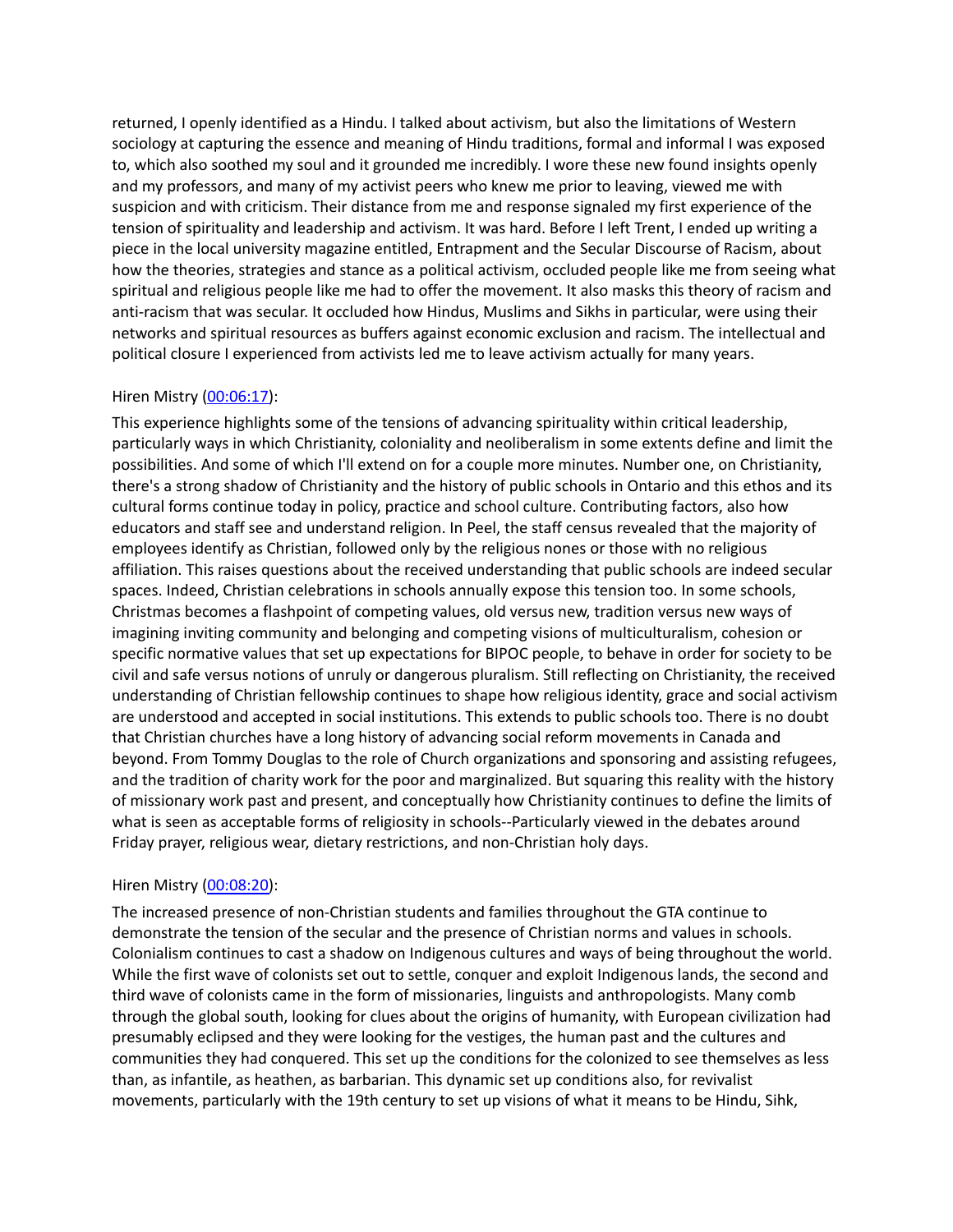returned, I openly identified as a Hindu. I talked about activism, but also the limitations of Western sociology at capturing the essence and meaning of Hindu traditions, formal and informal I was exposed to, which also soothed my soul and it grounded me incredibly. I wore these new found insights openly and my professors, and many of my activist peers who knew me prior to leaving, viewed me with suspicion and with criticism. Their distance from me and response signaled my first experience of the tension of spirituality and leadership and activism. It was hard. Before I left Trent, I ended up writing a piece in the local university magazine entitled, Entrapment and the Secular Discourse of Racism, about how the theories, strategies and stance as a political activism, occluded people like me from seeing what spiritual and religious people like me had to offer the movement. It also masks this theory of racism and anti-racism that was secular. It occluded how Hindus, Muslims and Sikhs in particular, were using their networks and spiritual resources as buffers against economic exclusion and racism. The intellectual and political closure I experienced from activists led me to leave activism actually for many years.

Hiren Mistry (00:06:17):

This experience highlights some of the tensions of advancing spirituality within critical leadership, particularly ways in which Christianity, coloniality and neoliberalism in some extents define and limit the possibilities. And some of which I'll extend on for a couple more minutes. Number one, on Christianity, there's a strong shadow of Christianity and the history of public schools in Ontario and this ethos and its cultural forms continue today in policy, practice and school culture. Contributing factors, also how educators and staff see and understand religion. In Peel, the staff census revealed that the majority of employees identify as Christian, followed only by the religious nones or those with no religious affiliation. This raises questions about the received understanding that public schools are indeed secular spaces. Indeed, Christian celebrations in schools annually expose this tension too. In some schools, Christmas becomes a flashpoint of competing values, old versus new, tradition versus new ways of imagining inviting community and belonging and competing visions of multiculturalism, cohesion or specific normative values that set up expectations for BIPOC people, to behave in order for society to be civil and safe versus notions of unruly or dangerous pluralism. Still reflecting on Christianity, the received understanding of Christian fellowship continues to shape how religious identity, grace and social activism are understood and accepted in social institutions. This extends to public schools too. There is no doubt that Christian churches have a long history of advancing social reform movements in Canada and beyond. From Tommy Douglas to the role of Church organizations and sponsoring and assisting refugees, and the tradition of charity work for the poor and marginalized. But squaring this reality with the history of missionary work past and present, and conceptually how Christianity continues to define the limits of what is seen as acceptable forms of religiosity in schools--Particularly viewed in the debates around Friday prayer, religious wear, dietary restrictions, and non-Christian holy days.

Hiren Mistry (00:08:20):

The increased presence of non-Christian students and families throughout the GTA continue to demonstrate the tension of the secular and the presence of Christian norms and values in schools. Colonialism continues to cast a shadow on Indigenous cultures and ways of being throughout the world. While the first wave of colonists set out to settle, conquer and exploit Indigenous lands, the second and third wave of colonists came in the form of missionaries, linguists and anthropologists. Many comb through the global south, looking for clues about the origins of humanity, with European civilization had presumably eclipsed and they were looking for the vestiges, the human past and the cultures and communities they had conquered. This set up the conditions for the colonized to see themselves as less than, as infantile, as heathen, as barbarian. This dynamic set up conditions also, for revivalist movements, particularly with the 19th century to set up visions of what it means to be Hindu, Sihk,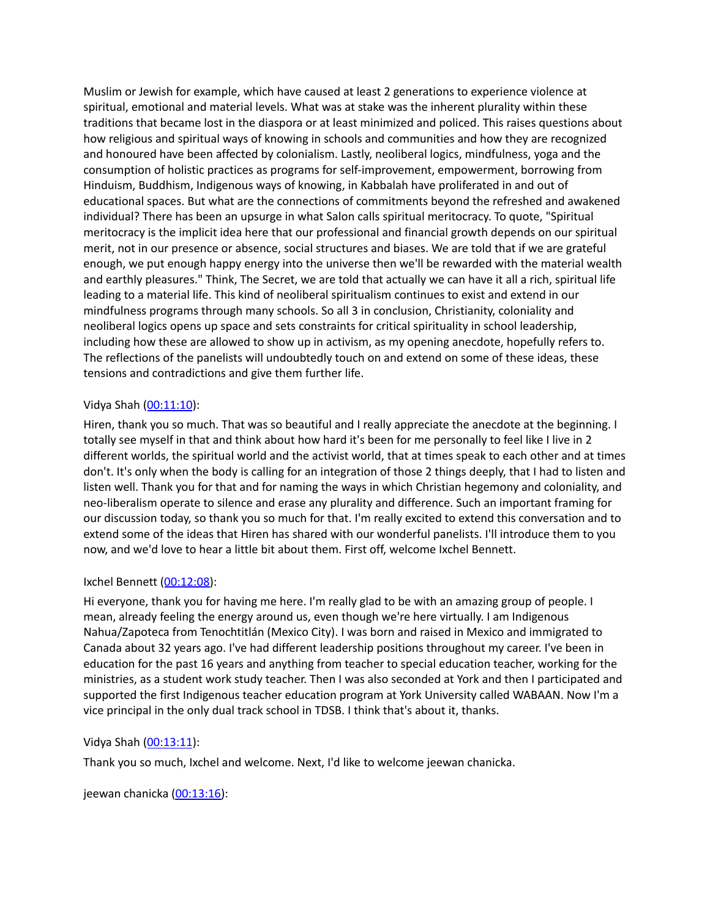Muslim or Jewish for example, which have caused at least 2 generations to experience violence at spiritual, emotional and material levels. What was at stake was the inherent plurality within these traditions that became lost in the diaspora or at least minimized and policed. This raises questions about how religious and spiritual ways of knowing in schools and communities and how they are recognized and honoured have been affected by colonialism. Lastly, neoliberal logics, mindfulness, yoga and the consumption of holistic practices as programs for self-improvement, empowerment, borrowing from Hinduism, Buddhism, Indigenous ways of knowing, in Kabbalah have proliferated in and out of educational spaces. But what are the connections of commitments beyond the refreshed and awakened individual? There has been an upsurge in what Salon calls spiritual meritocracy. To quote, "Spiritual meritocracy is the implicit idea here that our professional and financial growth depends on our spiritual merit, not in our presence or absence, social structures and biases. We are told that if we are grateful enough, we put enough happy energy into the universe then we'll be rewarded with the material wealth and earthly pleasures." Think, The Secret, we are told that actually we can have it all a rich, spiritual life leading to a material life. This kind of neoliberal spiritualism continues to exist and extend in our mindfulness programs through many schools. So all 3 in conclusion, Christianity, coloniality and neoliberal logics opens up space and sets constraints for critical spirituality in school leadership, including how these are allowed to show up in activism, as my opening anecdote, hopefully refers to. The reflections of the panelists will undoubtedly touch on and extend on some of these ideas, these tensions and contradictions and give them further life.

Vidya Shah ([00:11:10]):

Hiren, thank you so much. That was so beautiful and I really appreciate the anecdote at the beginning. I totally see myself in that and think about how hard it's been for me personally to feel like I live in 2 different worlds, the spiritual world and the activist world, that at times speak to each other and at times don't. It's only when the body is calling for an integration of those 2 things deeply, that I had to listen and listen well. Thank you for that and for naming the ways in which Christian hegemony and coloniality, and neo-liberalism operate to silence and erase any plurality and difference. Such an important framing for our discussion today, so thank you so much for that. I'm really excited to extend this conversation and to extend some of the ideas that Hiren has shared with our wonderful panelists. I'll introduce them to you now, and we'd love to hear a little bit about them. First off, welcome Ixchel Bennett.

Ixchel Bennett ([00:12:08]):

Hi everyone, thank you for having me here. I'm really glad to be with an amazing group of people. I mean, already feeling the energy around us, even though we're here virtually. I am Indigenous Nahua/Zapoteca from Tenochtitlán (Mexico City). I was born and raised in Mexico and immigrated to Canada about 32 years ago. I've had different leadership positions throughout my career. I've been in education for the past 16 years and anything from teacher to special education teacher, working for the ministries, as a student work study teacher. Then I was also seconded at York and then I participated and supported the first Indigenous teacher education program at York University called WABAAN. Now I'm a vice principal in the only dual track school in TDSB. I think that's about it, thanks.

Vidya Shah ([00:13:11]):

Thank you so much, Ixchel and welcome. Next, I'd like to welcome jeewan chanicka.

jeewan chanicka ([00:13:16]):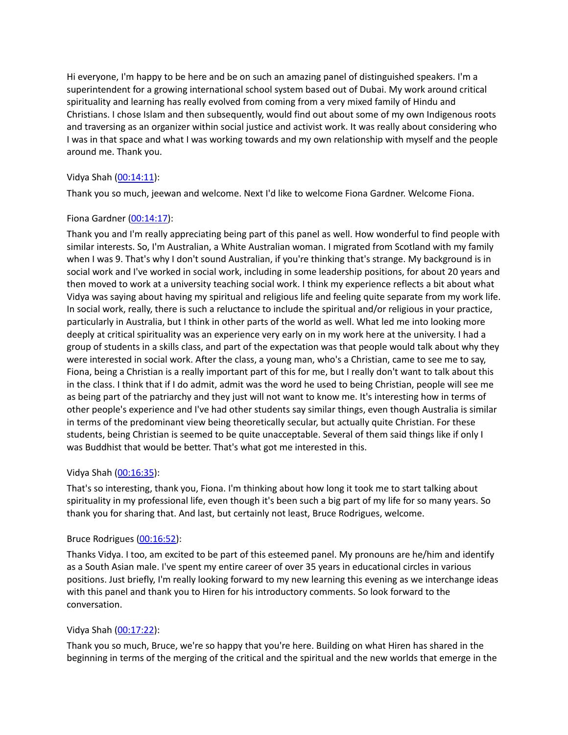Hi everyone, I'm happy to be here and be on such an amazing panel of distinguished speakers. I'm a superintendent for a growing international school system based out of Dubai. My work around critical spirituality and learning has really evolved from coming from a very mixed family of Hindu and Christians. I chose Islam and then subsequently, would find out about some of my own Indigenous roots and traversing as an organizer within social justice and activist work. It was really about considering who I was in that space and what I was working towards and my own relationship with myself and the people around me. Thank you.

Vidya Shah ([00:14:11]):

Thank you so much, jeewan and welcome. Next I'd like to welcome Fiona Gardner. Welcome Fiona.

Fiona Gardner ([00:14:17]):

Thank you and I'm really appreciating being part of this panel as well. How wonderful to find people with similar interests. So, I'm Australian, a White Australian woman. I migrated from Scotland with my family when I was 9. That's why I don't sound Australian, if you're thinking that's strange. My background is in social work and I've worked in social work, including in some leadership positions, for about 20 years and then moved to work at a university teaching social work. I think my experience reflects a bit about what Vidya was saying about having my spiritual and religious life and feeling quite separate from my work life. In social work, really, there is such a reluctance to include the spiritual and/or religious in your practice, particularly in Australia, but I think in other parts of the world as well. What led me into looking more deeply at critical spirituality was an experience very early on in my work here at the university. I had a group of students in a skills class, and part of the expectation was that people would talk about why they were interested in social work. After the class, a young man, who's a Christian, came to see me to say, Fiona, being a Christian is a really important part of this for me, but I really don't want to talk about this in the class. I think that if I do admit, admit was the word he used to being Christian, people will see me as being part of the patriarchy and they just will not want to know me. It's interesting how in terms of other people's experience and I've had other students say similar things, even though Australia is similar in terms of the predominant view being theoretically secular, but actually quite Christian. For these students, being Christian is seemed to be quite unacceptable. Several of them said things like if only I was Buddhist that would be better. That's what got me interested in this.

Vidya Shah ([00:16:35]):

That's so interesting, thank you, Fiona. I'm thinking about how long it took me to start talking about spirituality in my professional life, even though it's been such a big part of my life for so many years. So thank you for sharing that. And last, but certainly not least, Bruce Rodrigues, welcome.

Bruce Rodrigues ([00:16:52]):

Thanks Vidya. I too, am excited to be part of this esteemed panel. My pronouns are he/him and identify as a South Asian male. I've spent my entire career of over 35 years in educational circles in various positions. Just briefly, I'm really looking forward to my new learning this evening as we interchange ideas with this panel and thank you to Hiren for his introductory comments. So look forward to the conversation.

Vidya Shah ([00:17:22]):

Thank you so much, Bruce, we're so happy that you're here. Building on what Hiren has shared in the beginning in terms of the merging of the critical and the spiritual and the new worlds that emerge in the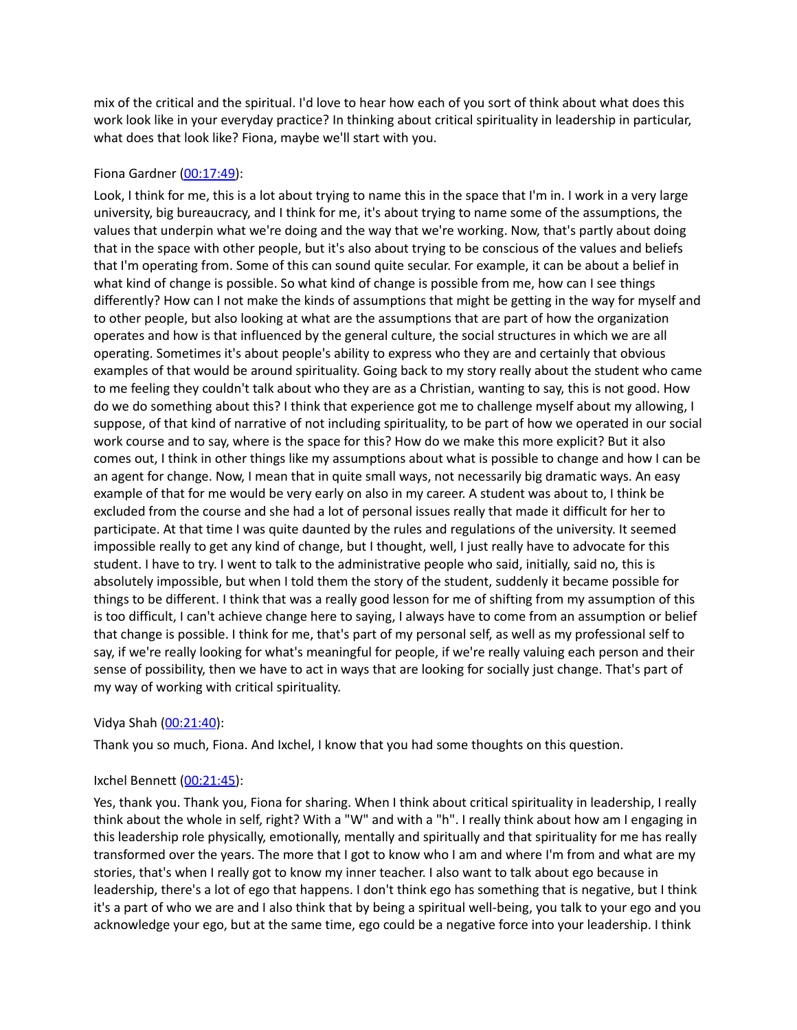mix of the critical and the spiritual. I'd love to hear how each of you sort of think about what does this work look like in your everyday practice? In thinking about critical spirituality in leadership in particular, what does that look like? Fiona, maybe we'll start with you.

Fiona Gardner ([00:17:49](#)):

Look, I think for me, this is a lot about trying to name this in the space that I'm in. I work in a very large university, big bureaucracy, and I think for me, it's about trying to name some of the assumptions, the values that underpin what we're doing and the way that we're working. Now, that's partly about doing that in the space with other people, but it's also about trying to be conscious of the values and beliefs that I'm operating from. Some of this can sound quite secular. For example, it can be about a belief in what kind of change is possible. So what kind of change is possible from me, how can I see things differently? How can I not make the kinds of assumptions that might be getting in the way for myself and to other people, but also looking at what are the assumptions that are part of how the organization operates and how is that influenced by the general culture, the social structures in which we are all operating. Sometimes it's about people's ability to express who they are and certainly that obvious examples of that would be around spirituality. Going back to my story really about the student who came to me feeling they couldn't talk about who they are as a Christian, wanting to say, this is not good. How do we do something about this? I think that experience got me to challenge myself about my allowing, I suppose, of that kind of narrative of not including spirituality, to be part of how we operated in our social work course and to say, where is the space for this? How do we make this more explicit? But it also comes out, I think in other things like my assumptions about what is possible to change and how I can be an agent for change. Now, I mean that in quite small ways, not necessarily big dramatic ways. An easy example of that for me would be very early on also in my career. A student was about to, I think be excluded from the course and she had a lot of personal issues really that made it difficult for her to participate. At that time I was quite daunted by the rules and regulations of the university. It seemed impossible really to get any kind of change, but I thought, well, I just really have to advocate for this student. I have to try. I went to talk to the administrative people who said, initially, said no, this is absolutely impossible, but when I told them the story of the student, suddenly it became possible for things to be different. I think that was a really good lesson for me of shifting from my assumption of this is too difficult, I can't achieve change here to saying, I always have to come from an assumption or belief that change is possible. I think for me, that's part of my personal self, as well as my professional self to say, if we're really looking for what's meaningful for people, if we're really valuing each person and their sense of possibility, then we have to act in ways that are looking for socially just change. That's part of my way of working with critical spirituality.

Vidya Shah ([00:21:40](#)):

Thank you so much, Fiona. And Ixchel, I know that you had some thoughts on this question.

Ixchel Bennett ([00:21:45](#)):

Yes, thank you. Thank you, Fiona for sharing. When I think about critical spirituality in leadership, I really think about the whole in self, right? With a "W" and with a "h". I really think about how am I engaging in this leadership role physically, emotionally, mentally and spiritually and that spirituality for me has really transformed over the years. The more that I got to know who I am and where I'm from and what are my stories, that's when I really got to know my inner teacher. I also want to talk about ego because in leadership, there's a lot of ego that happens. I don't think ego has something that is negative, but I think it's a part of who we are and I also think that by being a spiritual well-being, you talk to your ego and you acknowledge your ego, but at the same time, ego could be a negative force into your leadership. I think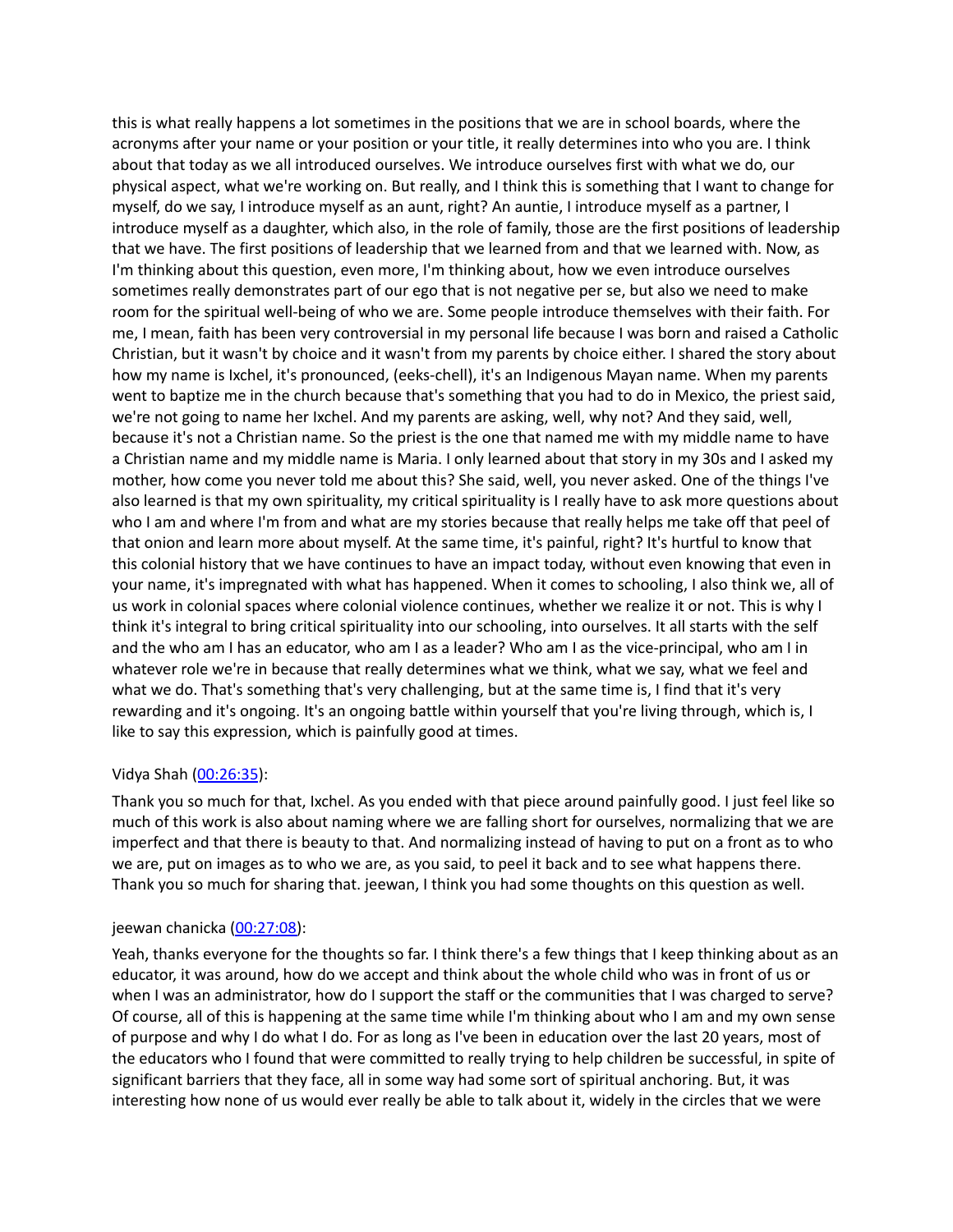this is what really happens a lot sometimes in the positions that we are in school boards, where the acronyms after your name or your position or your title, it really determines into who you are. I think about that today as we all introduced ourselves. We introduce ourselves first with what we do, our physical aspect, what we're working on. But really, and I think this is something that I want to change for myself, do we say, I introduce myself as an aunt, right? An auntie, I introduce myself as a partner, I introduce myself as a daughter, which also, in the role of family, those are the first positions of leadership that we have. The first positions of leadership that we learned from and that we learned with. Now, as I'm thinking about this question, even more, I'm thinking about, how we even introduce ourselves sometimes really demonstrates part of our ego that is not negative per se, but also we need to make room for the spiritual well-being of who we are. Some people introduce themselves with their faith. For me, I mean, faith has been very controversial in my personal life because I was born and raised a Catholic Christian, but it wasn't by choice and it wasn't from my parents by choice either. I shared the story about how my name is Ixchel, it's pronounced, (eeks-chell), it's an Indigenous Mayan name. When my parents went to baptize me in the church because that's something that you had to do in Mexico, the priest said, we're not going to name her Ixchel. And my parents are asking, well, why not? And they said, well, because it's not a Christian name. So the priest is the one that named me with my middle name to have a Christian name and my middle name is Maria. I only learned about that story in my 30s and I asked my mother, how come you never told me about this? She said, well, you never asked. One of the things I've also learned is that my own spirituality, my critical spirituality is I really have to ask more questions about who I am and where I'm from and what are my stories because that really helps me take off that peel of that onion and learn more about myself. At the same time, it's painful, right? It's hurtful to know that this colonial history that we have continues to have an impact today, without even knowing that even in your name, it's impregnated with what has happened. When it comes to schooling, I also think we, all of us work in colonial spaces where colonial violence continues, whether we realize it or not. This is why I think it's integral to bring critical spirituality into our schooling, into ourselves. It all starts with the self and the who am I has an educator, who am I as a leader? Who am I as the vice-principal, who am I in whatever role we're in because that really determines what we think, what we say, what we feel and what we do. That's something that's very challenging, but at the same time is, I find that it's very rewarding and it's ongoing. It's an ongoing battle within yourself that you're living through, which is, I like to say this expression, which is painfully good at times.

Vidya Shah ([00:26:35]()):

Thank you so much for that, Ixchel. As you ended with that piece around painfully good. I just feel like so much of this work is also about naming where we are falling short for ourselves, normalizing that we are imperfect and that there is beauty to that. And normalizing instead of having to put on a front as to who we are, put on images as to who we are, as you said, to peel it back and to see what happens there. Thank you so much for sharing that. jeewan, I think you had some thoughts on this question as well.

jeewan chanicka ([00:27:08]()):

Yeah, thanks everyone for the thoughts so far. I think there's a few things that I keep thinking about as an educator, it was around, how do we accept and think about the whole child who was in front of us or when I was an administrator, how do I support the staff or the communities that I was charged to serve? Of course, all of this is happening at the same time while I'm thinking about who I am and my own sense of purpose and why I do what I do. For as long as I've been in education over the last 20 years, most of the educators who I found that were committed to really trying to help children be successful, in spite of significant barriers that they face, all in some way had some sort of spiritual anchoring. But, it was interesting how none of us would ever really be able to talk about it, widely in the circles that we were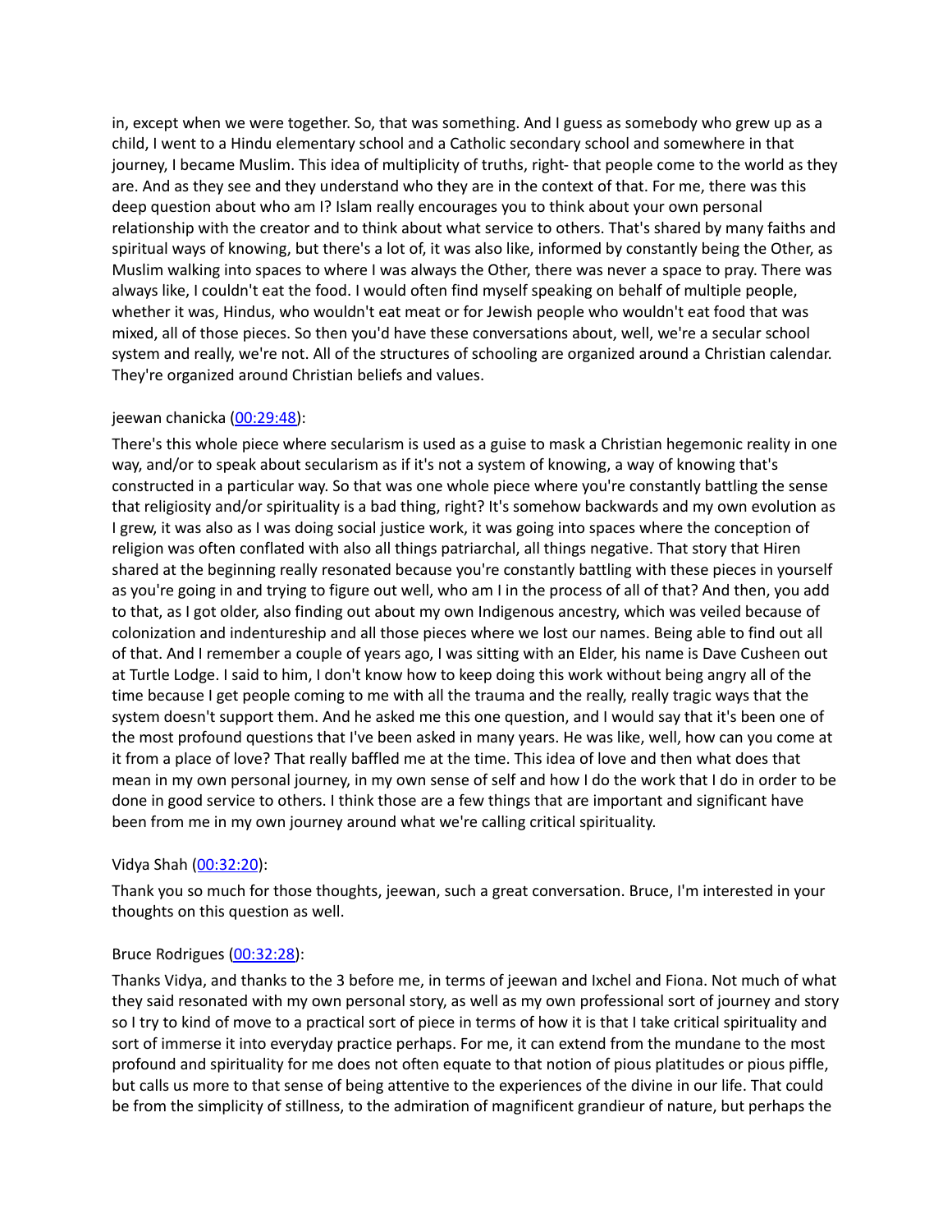in, except when we were together. So, that was something. And I guess as somebody who grew up as a child, I went to a Hindu elementary school and a Catholic secondary school and somewhere in that journey, I became Muslim. This idea of multiplicity of truths, right- that people come to the world as they are. And as they see and they understand who they are in the context of that. For me, there was this deep question about who am I? Islam really encourages you to think about your own personal relationship with the creator and to think about what service to others. That's shared by many faiths and spiritual ways of knowing, but there's a lot of, it was also like, informed by constantly being the Other, as Muslim walking into spaces to where I was always the Other, there was never a space to pray. There was always like, I couldn't eat the food. I would often find myself speaking on behalf of multiple people, whether it was, Hindus, who wouldn't eat meat or for Jewish people who wouldn't eat food that was mixed, all of those pieces. So then you'd have these conversations about, well, we're a secular school system and really, we're not. All of the structures of schooling are organized around a Christian calendar. They're organized around Christian beliefs and values.

jeewan chanicka ([00:29:48]()):

There's this whole piece where secularism is used as a guise to mask a Christian hegemonic reality in one way, and/or to speak about secularism as if it's not a system of knowing, a way of knowing that's constructed in a particular way. So that was one whole piece where you're constantly battling the sense that religiosity and/or spirituality is a bad thing, right? It's somehow backwards and my own evolution as I grew, it was also as I was doing social justice work, it was going into spaces where the conception of religion was often conflated with also all things patriarchal, all things negative. That story that Hiren shared at the beginning really resonated because you're constantly battling with these pieces in yourself as you're going in and trying to figure out well, who am I in the process of all of that? And then, you add to that, as I got older, also finding out about my own Indigenous ancestry, which was veiled because of colonization and indentureship and all those pieces where we lost our names. Being able to find out all of that. And I remember a couple of years ago, I was sitting with an Elder, his name is Dave Cusheen out at Turtle Lodge. I said to him, I don't know how to keep doing this work without being angry all of the time because I get people coming to me with all the trauma and the really, really tragic ways that the system doesn't support them. And he asked me this one question, and I would say that it's been one of the most profound questions that I've been asked in many years. He was like, well, how can you come at it from a place of love? That really baffled me at the time. This idea of love and then what does that mean in my own personal journey, in my own sense of self and how I do the work that I do in order to be done in good service to others. I think those are a few things that are important and significant have been from me in my own journey around what we're calling critical spirituality.

Vidya Shah ([00:32:20]()):

Thank you so much for those thoughts, jeewan, such a great conversation. Bruce, I'm interested in your thoughts on this question as well.

Bruce Rodrigues ([00:32:28]()):

Thanks Vidya, and thanks to the 3 before me, in terms of jeewan and Ixchel and Fiona. Not much of what they said resonated with my own personal story, as well as my own professional sort of journey and story so I try to kind of move to a practical sort of piece in terms of how it is that I take critical spirituality and sort of immerse it into everyday practice perhaps. For me, it can extend from the mundane to the most profound and spirituality for me does not often equate to that notion of pious platitudes or pious piffle, but calls us more to that sense of being attentive to the experiences of the divine in our life. That could be from the simplicity of stillness, to the admiration of magnificent grandieur of nature, but perhaps the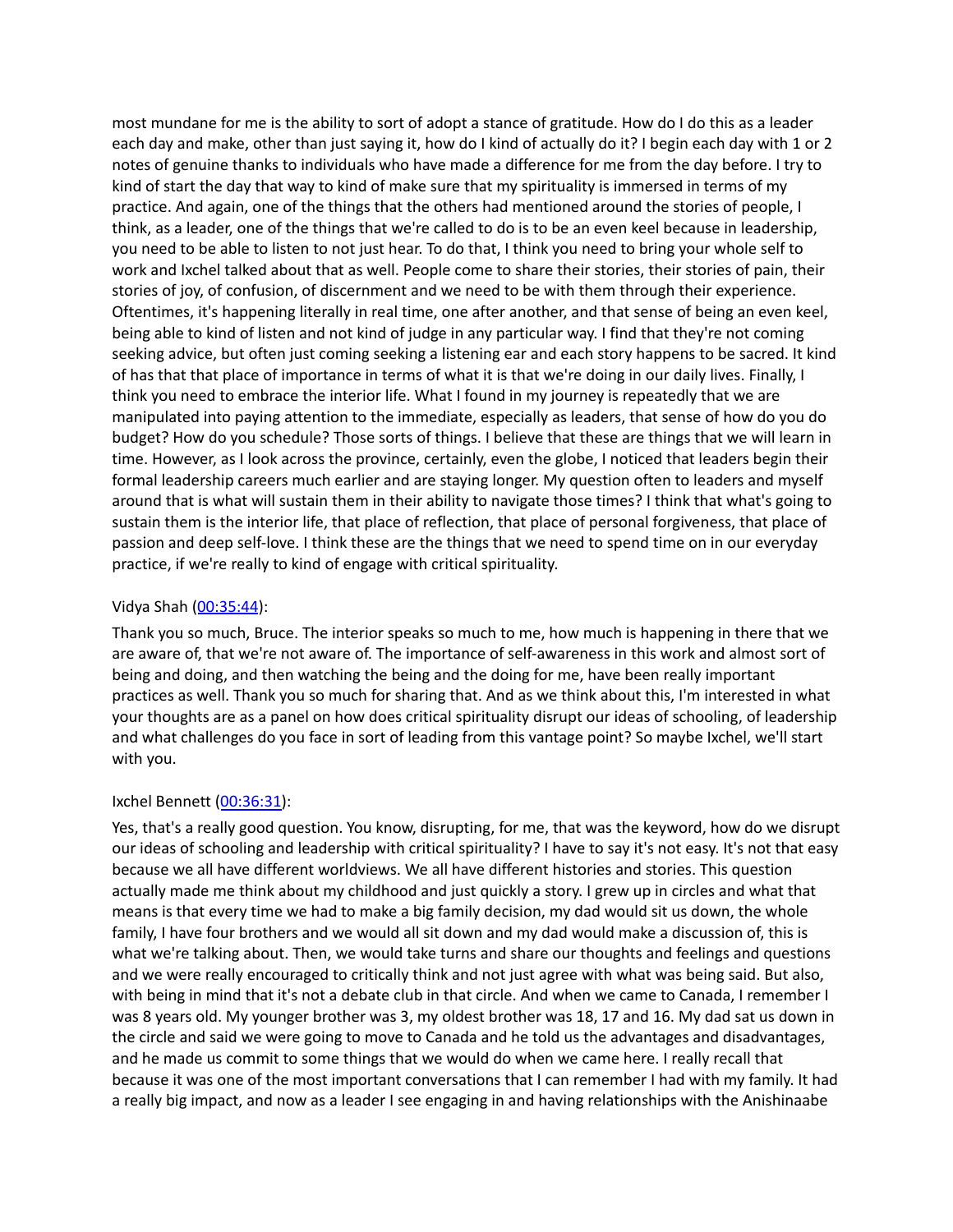most mundane for me is the ability to sort of adopt a stance of gratitude. How do I do this as a leader each day and make, other than just saying it, how do I kind of actually do it? I begin each day with 1 or 2 notes of genuine thanks to individuals who have made a difference for me from the day before. I try to kind of start the day that way to kind of make sure that my spirituality is immersed in terms of my practice. And again, one of the things that the others had mentioned around the stories of people, I think, as a leader, one of the things that we're called to do is to be an even keel because in leadership, you need to be able to listen to not just hear. To do that, I think you need to bring your whole self to work and Ixchel talked about that as well. People come to share their stories, their stories of pain, their stories of joy, of confusion, of discernment and we need to be with them through their experience. Oftentimes, it's happening literally in real time, one after another, and that sense of being an even keel, being able to kind of listen and not kind of judge in any particular way. I find that they're not coming seeking advice, but often just coming seeking a listening ear and each story happens to be sacred. It kind of has that that place of importance in terms of what it is that we're doing in our daily lives. Finally, I think you need to embrace the interior life. What I found in my journey is repeatedly that we are manipulated into paying attention to the immediate, especially as leaders, that sense of how do you do budget? How do you schedule? Those sorts of things. I believe that these are things that we will learn in time. However, as I look across the province, certainly, even the globe, I noticed that leaders begin their formal leadership careers much earlier and are staying longer. My question often to leaders and myself around that is what will sustain them in their ability to navigate those times? I think that what's going to sustain them is the interior life, that place of reflection, that place of personal forgiveness, that place of passion and deep self-love. I think these are the things that we need to spend time on in our everyday practice, if we're really to kind of engage with critical spirituality.

Vidya Shah (00:35:44):

Thank you so much, Bruce. The interior speaks so much to me, how much is happening in there that we are aware of, that we're not aware of. The importance of self-awareness in this work and almost sort of being and doing, and then watching the being and the doing for me, have been really important practices as well. Thank you so much for sharing that. And as we think about this, I'm interested in what your thoughts are as a panel on how does critical spirituality disrupt our ideas of schooling, of leadership and what challenges do you face in sort of leading from this vantage point? So maybe Ixchel, we'll start with you.

Ixchel Bennett (00:36:31):

Yes, that's a really good question. You know, disrupting, for me, that was the keyword, how do we disrupt our ideas of schooling and leadership with critical spirituality? I have to say it's not easy. It's not that easy because we all have different worldviews. We all have different histories and stories. This question actually made me think about my childhood and just quickly a story. I grew up in circles and what that means is that every time we had to make a big family decision, my dad would sit us down, the whole family, I have four brothers and we would all sit down and my dad would make a discussion of, this is what we're talking about. Then, we would take turns and share our thoughts and feelings and questions and we were really encouraged to critically think and not just agree with what was being said. But also, with being in mind that it's not a debate club in that circle. And when we came to Canada, I remember I was 8 years old. My younger brother was 3, my oldest brother was 18, 17 and 16. My dad sat us down in the circle and said we were going to move to Canada and he told us the advantages and disadvantages, and he made us commit to some things that we would do when we came here. I really recall that because it was one of the most important conversations that I can remember I had with my family. It had a really big impact, and now as a leader I see engaging in and having relationships with the Anishinaabe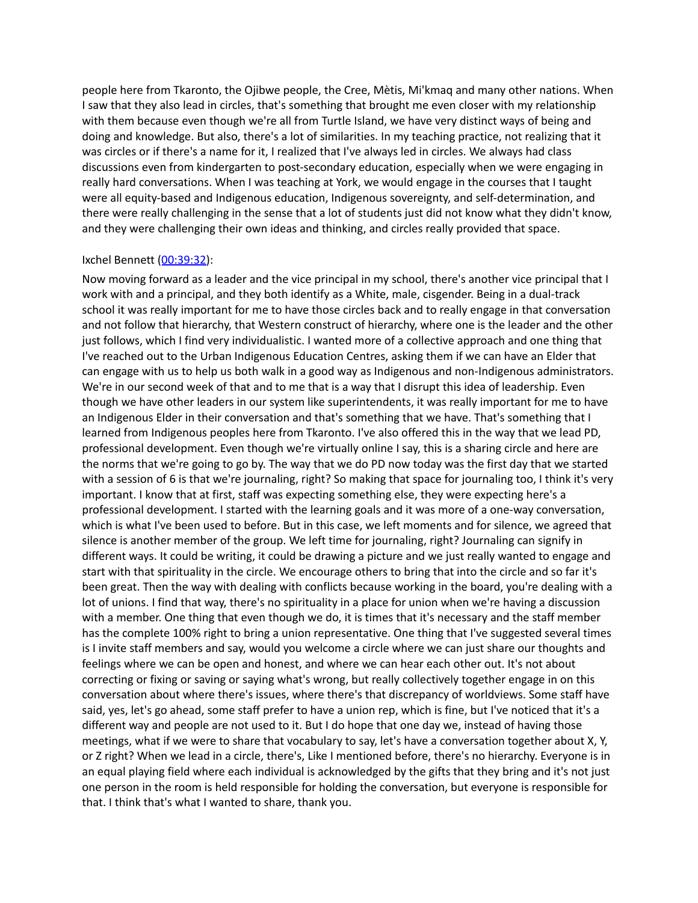people here from Tkaronto, the Ojibwe people, the Cree, Mètis, Mi'kmaq and many other nations. When I saw that they also lead in circles, that's something that brought me even closer with my relationship with them because even though we're all from Turtle Island, we have very distinct ways of being and doing and knowledge. But also, there's a lot of similarities. In my teaching practice, not realizing that it was circles or if there's a name for it, I realized that I've always led in circles. We always had class discussions even from kindergarten to post-secondary education, especially when we were engaging in really hard conversations. When I was teaching at York, we would engage in the courses that I taught were all equity-based and Indigenous education, Indigenous sovereignty, and self-determination, and there were really challenging in the sense that a lot of students just did not know what they didn't know, and they were challenging their own ideas and thinking, and circles really provided that space.

Ixchel Bennett (00:39:32):

Now moving forward as a leader and the vice principal in my school, there's another vice principal that I work with and a principal, and they both identify as a White, male, cisgender. Being in a dual-track school it was really important for me to have those circles back and to really engage in that conversation and not follow that hierarchy, that Western construct of hierarchy, where one is the leader and the other just follows, which I find very individualistic. I wanted more of a collective approach and one thing that I've reached out to the Urban Indigenous Education Centres, asking them if we can have an Elder that can engage with us to help us both walk in a good way as Indigenous and non-Indigenous administrators. We're in our second week of that and to me that is a way that I disrupt this idea of leadership. Even though we have other leaders in our system like superintendents, it was really important for me to have an Indigenous Elder in their conversation and that's something that we have. That's something that I learned from Indigenous peoples here from Tkaronto. I've also offered this in the way that we lead PD, professional development. Even though we're virtually online I say, this is a sharing circle and here are the norms that we're going to go by. The way that we do PD now today was the first day that we started with a session of 6 is that we're journaling, right? So making that space for journaling too, I think it's very important. I know that at first, staff was expecting something else, they were expecting here's a professional development. I started with the learning goals and it was more of a one-way conversation, which is what I've been used to before. But in this case, we left moments and for silence, we agreed that silence is another member of the group. We left time for journaling, right? Journaling can signify in different ways. It could be writing, it could be drawing a picture and we just really wanted to engage and start with that spirituality in the circle. We encourage others to bring that into the circle and so far it's been great. Then the way with dealing with conflicts because working in the board, you're dealing with a lot of unions. I find that way, there's no spirituality in a place for union when we're having a discussion with a member. One thing that even though we do, it is times that it's necessary and the staff member has the complete 100% right to bring a union representative. One thing that I've suggested several times is I invite staff members and say, would you welcome a circle where we can just share our thoughts and feelings where we can be open and honest, and where we can hear each other out. It's not about correcting or fixing or saving or saying what's wrong, but really collectively together engage in on this conversation about where there's issues, where there's that discrepancy of worldviews. Some staff have said, yes, let's go ahead, some staff prefer to have a union rep, which is fine, but I've noticed that it's a different way and people are not used to it. But I do hope that one day we, instead of having those meetings, what if we were to share that vocabulary to say, let's have a conversation together about X, Y, or Z right? When we lead in a circle, there's, Like I mentioned before, there's no hierarchy. Everyone is in an equal playing field where each individual is acknowledged by the gifts that they bring and it's not just one person in the room is held responsible for holding the conversation, but everyone is responsible for that. I think that's what I wanted to share, thank you.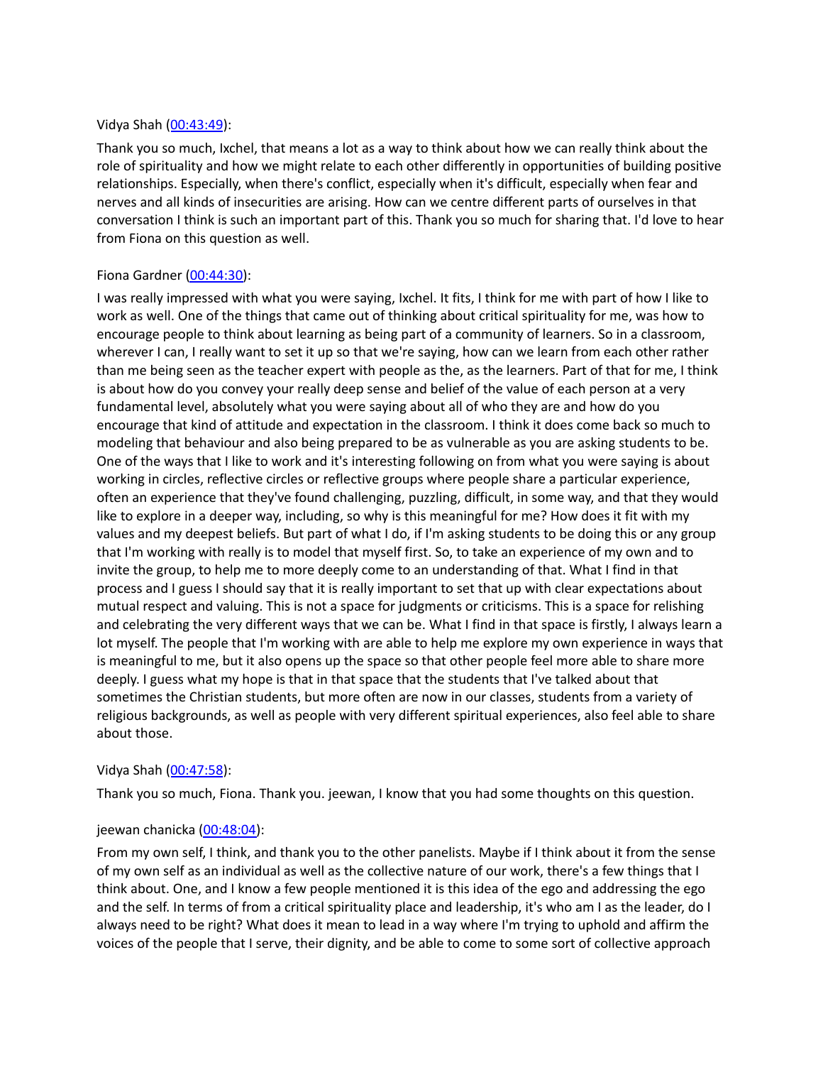Vidya Shah ([00:43:49](#)):

Thank you so much, Ixchel, that means a lot as a way to think about how we can really think about the role of spirituality and how we might relate to each other differently in opportunities of building positive relationships. Especially, when there's conflict, especially when it's difficult, especially when fear and nerves and all kinds of insecurities are arising. How can we centre different parts of ourselves in that conversation I think is such an important part of this. Thank you so much for sharing that. I'd love to hear from Fiona on this question as well.

Fiona Gardner ([00:44:30](#)):

I was really impressed with what you were saying, Ixchel. It fits, I think for me with part of how I like to work as well. One of the things that came out of thinking about critical spirituality for me, was how to encourage people to think about learning as being part of a community of learners. So in a classroom, wherever I can, I really want to set it up so that we're saying, how can we learn from each other rather than me being seen as the teacher expert with people as the, as the learners. Part of that for me, I think is about how do you convey your really deep sense and belief of the value of each person at a very fundamental level, absolutely what you were saying about all of who they are and how do you encourage that kind of attitude and expectation in the classroom. I think it does come back so much to modeling that behaviour and also being prepared to be as vulnerable as you are asking students to be. One of the ways that I like to work and it's interesting following on from what you were saying is about working in circles, reflective circles or reflective groups where people share a particular experience, often an experience that they've found challenging, puzzling, difficult, in some way, and that they would like to explore in a deeper way, including, so why is this meaningful for me? How does it fit with my values and my deepest beliefs. But part of what I do, if I'm asking students to be doing this or any group that I'm working with really is to model that myself first. So, to take an experience of my own and to invite the group, to help me to more deeply come to an understanding of that. What I find in that process and I guess I should say that it is really important to set that up with clear expectations about mutual respect and valuing. This is not a space for judgments or criticisms. This is a space for relishing and celebrating the very different ways that we can be. What I find in that space is firstly, I always learn a lot myself. The people that I'm working with are able to help me explore my own experience in ways that is meaningful to me, but it also opens up the space so that other people feel more able to share more deeply. I guess what my hope is that in that space that the students that I've talked about that sometimes the Christian students, but more often are now in our classes, students from a variety of religious backgrounds, as well as people with very different spiritual experiences, also feel able to share about those.

Vidya Shah ([00:47:58](#)):

Thank you so much, Fiona. Thank you. jeewan, I know that you had some thoughts on this question.

jeewan chanicka ([00:48:04](#)):

From my own self, I think, and thank you to the other panelists. Maybe if I think about it from the sense of my own self as an individual as well as the collective nature of our work, there's a few things that I think about. One, and I know a few people mentioned it is this idea of the ego and addressing the ego and the self. In terms of from a critical spirituality place and leadership, it's who am I as the leader, do I always need to be right? What does it mean to lead in a way where I'm trying to uphold and affirm the voices of the people that I serve, their dignity, and be able to come to some sort of collective approach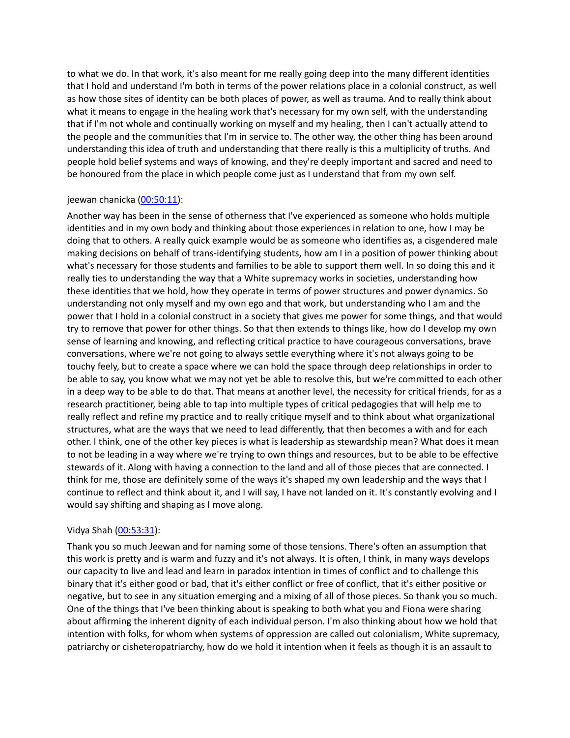to what we do. In that work, it's also meant for me really going deep into the many different identities that I hold and understand I'm both in terms of the power relations place in a colonial construct, as well as how those sites of identity can be both places of power, as well as trauma. And to really think about what it means to engage in the healing work that's necessary for my own self, with the understanding that if I'm not whole and continually working on myself and my healing, then I can't actually attend to the people and the communities that I'm in service to. The other way, the other thing has been around understanding this idea of truth and understanding that there really is this a multiplicity of truths. And people hold belief systems and ways of knowing, and they're deeply important and sacred and need to be honoured from the place in which people come just as I understand that from my own self.

jeewan chanicka (00:50:11):

Another way has been in the sense of otherness that I've experienced as someone who holds multiple identities and in my own body and thinking about those experiences in relation to one, how I may be doing that to others. A really quick example would be as someone who identifies as, a cisgendered male making decisions on behalf of trans-identifying students, how am I in a position of power thinking about what's necessary for those students and families to be able to support them well. In so doing this and it really ties to understanding the way that a White supremacy works in societies, understanding how these identities that we hold, how they operate in terms of power structures and power dynamics. So understanding not only myself and my own ego and that work, but understanding who I am and the power that I hold in a colonial construct in a society that gives me power for some things, and that would try to remove that power for other things. So that then extends to things like, how do I develop my own sense of learning and knowing, and reflecting critical practice to have courageous conversations, brave conversations, where we're not going to always settle everything where it's not always going to be touchy feely, but to create a space where we can hold the space through deep relationships in order to be able to say, you know what we may not yet be able to resolve this, but we're committed to each other in a deep way to be able to do that. That means at another level, the necessity for critical friends, for as a research practitioner, being able to tap into multiple types of critical pedagogies that will help me to really reflect and refine my practice and to really critique myself and to think about what organizational structures, what are the ways that we need to lead differently, that then becomes a with and for each other. I think, one of the other key pieces is what is leadership as stewardship mean? What does it mean to not be leading in a way where we're trying to own things and resources, but to be able to be effective stewards of it. Along with having a connection to the land and all of those pieces that are connected. I think for me, those are definitely some of the ways it's shaped my own leadership and the ways that I continue to reflect and think about it, and I will say, I have not landed on it. It's constantly evolving and I would say shifting and shaping as I move along.

Vidya Shah (00:53:31):

Thank you so much Jeewan and for naming some of those tensions. There's often an assumption that this work is pretty and is warm and fuzzy and it's not always. It is often, I think, in many ways develops our capacity to live and lead and learn in paradox intention in times of conflict and to challenge this binary that it's either good or bad, that it's either conflict or free of conflict, that it's either positive or negative, but to see in any situation emerging and a mixing of all of those pieces. So thank you so much. One of the things that I've been thinking about is speaking to both what you and Fiona were sharing about affirming the inherent dignity of each individual person. I'm also thinking about how we hold that intention with folks, for whom when systems of oppression are called out colonialism, White supremacy, patriarchy or cisheteropatriarchy, how do we hold it intention when it feels as though it is an assault to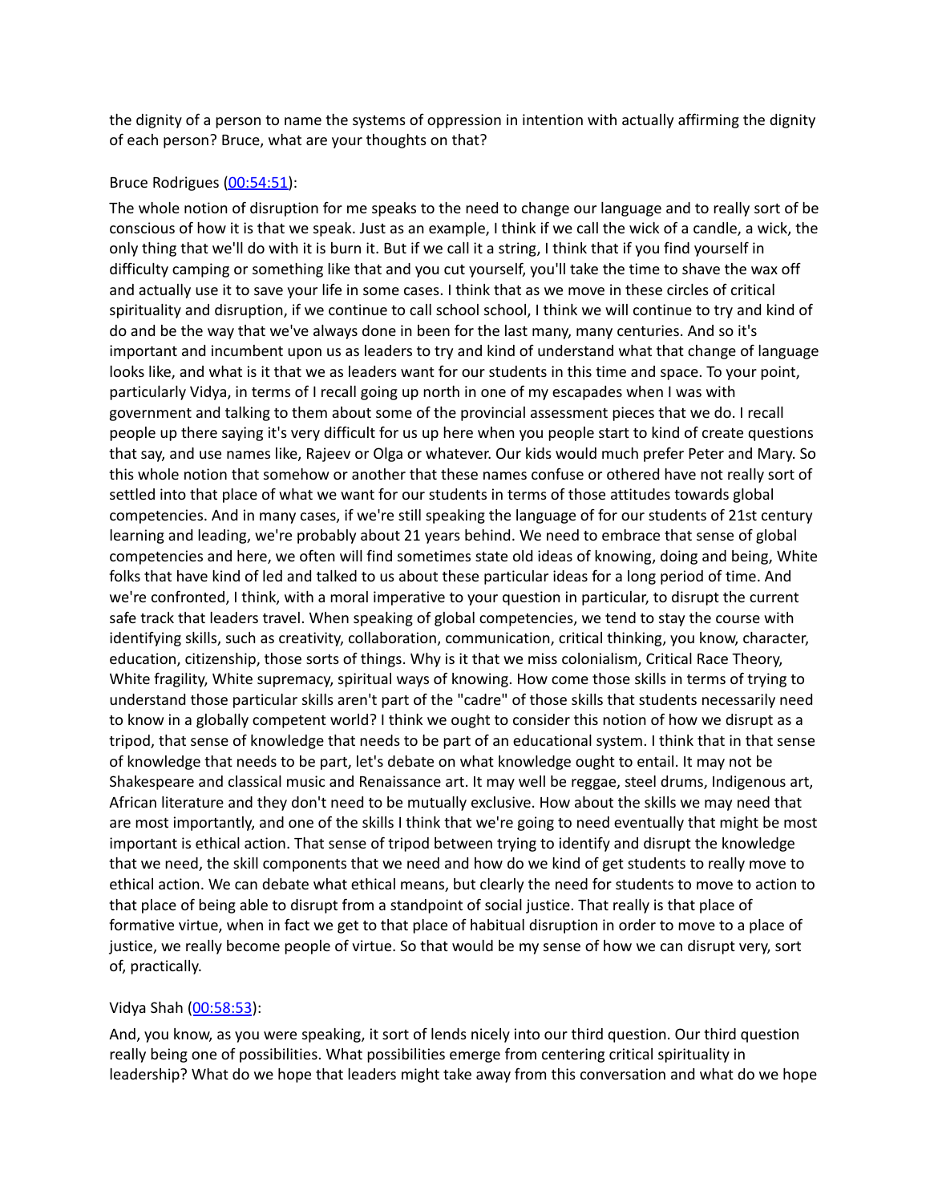the dignity of a person to name the systems of oppression in intention with actually affirming the dignity of each person? Bruce, what are your thoughts on that?

Bruce Rodrigues (00:54:51):

The whole notion of disruption for me speaks to the need to change our language and to really sort of be conscious of how it is that we speak. Just as an example, I think if we call the wick of a candle, a wick, the only thing that we'll do with it is burn it. But if we call it a string, I think that if you find yourself in difficulty camping or something like that and you cut yourself, you'll take the time to shave the wax off and actually use it to save your life in some cases. I think that as we move in these circles of critical spirituality and disruption, if we continue to call school school, I think we will continue to try and kind of do and be the way that we've always done in been for the last many, many centuries. And so it's important and incumbent upon us as leaders to try and kind of understand what that change of language looks like, and what is it that we as leaders want for our students in this time and space. To your point, particularly Vidya, in terms of I recall going up north in one of my escapades when I was with government and talking to them about some of the provincial assessment pieces that we do. I recall people up there saying it's very difficult for us up here when you people start to kind of create questions that say, and use names like, Rajeev or Olga or whatever. Our kids would much prefer Peter and Mary. So this whole notion that somehow or another that these names confuse or othered have not really sort of settled into that place of what we want for our students in terms of those attitudes towards global competencies. And in many cases, if we're still speaking the language of for our students of 21st century learning and leading, we're probably about 21 years behind. We need to embrace that sense of global competencies and here, we often will find sometimes state old ideas of knowing, doing and being, White folks that have kind of led and talked to us about these particular ideas for a long period of time. And we're confronted, I think, with a moral imperative to your question in particular, to disrupt the current safe track that leaders travel. When speaking of global competencies, we tend to stay the course with identifying skills, such as creativity, collaboration, communication, critical thinking, you know, character, education, citizenship, those sorts of things. Why is it that we miss colonialism, Critical Race Theory, White fragility, White supremacy, spiritual ways of knowing. How come those skills in terms of trying to understand those particular skills aren't part of the "cadre" of those skills that students necessarily need to know in a globally competent world? I think we ought to consider this notion of how we disrupt as a tripod, that sense of knowledge that needs to be part of an educational system. I think that in that sense of knowledge that needs to be part, let's debate on what knowledge ought to entail. It may not be Shakespeare and classical music and Renaissance art. It may well be reggae, steel drums, Indigenous art, African literature and they don't need to be mutually exclusive. How about the skills we may need that are most importantly, and one of the skills I think that we're going to need eventually that might be most important is ethical action. That sense of tripod between trying to identify and disrupt the knowledge that we need, the skill components that we need and how do we kind of get students to really move to ethical action. We can debate what ethical means, but clearly the need for students to move to action to that place of being able to disrupt from a standpoint of social justice. That really is that place of formative virtue, when in fact we get to that place of habitual disruption in order to move to a place of justice, we really become people of virtue. So that would be my sense of how we can disrupt very, sort of, practically.

Vidya Shah (00:58:53):

And, you know, as you were speaking, it sort of lends nicely into our third question. Our third question really being one of possibilities. What possibilities emerge from centering critical spirituality in leadership? What do we hope that leaders might take away from this conversation and what do we hope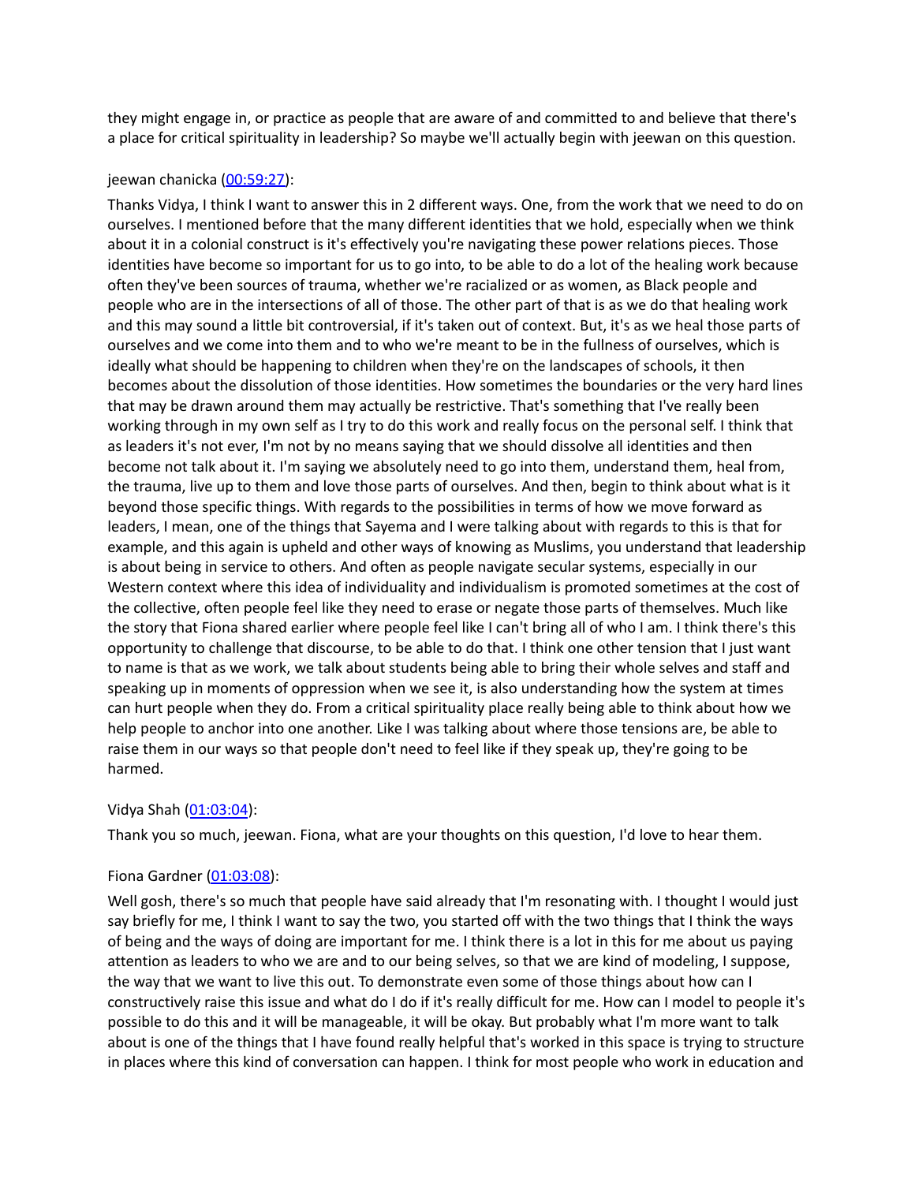they might engage in, or practice as people that are aware of and committed to and believe that there's a place for critical spirituality in leadership? So maybe we'll actually begin with jeewan on this question.

jeewan chanicka ([00:59:27]):

Thanks Vidya, I think I want to answer this in 2 different ways. One, from the work that we need to do on ourselves. I mentioned before that the many different identities that we hold, especially when we think about it in a colonial construct is it's effectively you're navigating these power relations pieces. Those identities have become so important for us to go into, to be able to do a lot of the healing work because often they've been sources of trauma, whether we're racialized or as women, as Black people and people who are in the intersections of all of those. The other part of that is as we do that healing work and this may sound a little bit controversial, if it's taken out of context. But, it's as we heal those parts of ourselves and we come into them and to who we're meant to be in the fullness of ourselves, which is ideally what should be happening to children when they're on the landscapes of schools, it then becomes about the dissolution of those identities. How sometimes the boundaries or the very hard lines that may be drawn around them may actually be restrictive. That's something that I've really been working through in my own self as I try to do this work and really focus on the personal self. I think that as leaders it's not ever, I'm not by no means saying that we should dissolve all identities and then become not talk about it. I'm saying we absolutely need to go into them, understand them, heal from, the trauma, live up to them and love those parts of ourselves. And then, begin to think about what is it beyond those specific things. With regards to the possibilities in terms of how we move forward as leaders, I mean, one of the things that Sayema and I were talking about with regards to this is that for example, and this again is upheld and other ways of knowing as Muslims, you understand that leadership is about being in service to others. And often as people navigate secular systems, especially in our Western context where this idea of individuality and individualism is promoted sometimes at the cost of the collective, often people feel like they need to erase or negate those parts of themselves. Much like the story that Fiona shared earlier where people feel like I can't bring all of who I am. I think there's this opportunity to challenge that discourse, to be able to do that. I think one other tension that I just want to name is that as we work, we talk about students being able to bring their whole selves and staff and speaking up in moments of oppression when we see it, is also understanding how the system at times can hurt people when they do. From a critical spirituality place really being able to think about how we help people to anchor into one another. Like I was talking about where those tensions are, be able to raise them in our ways so that people don't need to feel like if they speak up, they're going to be harmed.

Vidya Shah ([01:03:04]):

Thank you so much, jeewan. Fiona, what are your thoughts on this question, I'd love to hear them.

Fiona Gardner ([01:03:08]):

Well gosh, there's so much that people have said already that I'm resonating with. I thought I would just say briefly for me, I think I want to say the two, you started off with the two things that I think the ways of being and the ways of doing are important for me. I think there is a lot in this for me about us paying attention as leaders to who we are and to our being selves, so that we are kind of modeling, I suppose, the way that we want to live this out. To demonstrate even some of those things about how can I constructively raise this issue and what do I do if it's really difficult for me. How can I model to people it's possible to do this and it will be manageable, it will be okay. But probably what I'm more want to talk about is one of the things that I have found really helpful that's worked in this space is trying to structure in places where this kind of conversation can happen. I think for most people who work in education and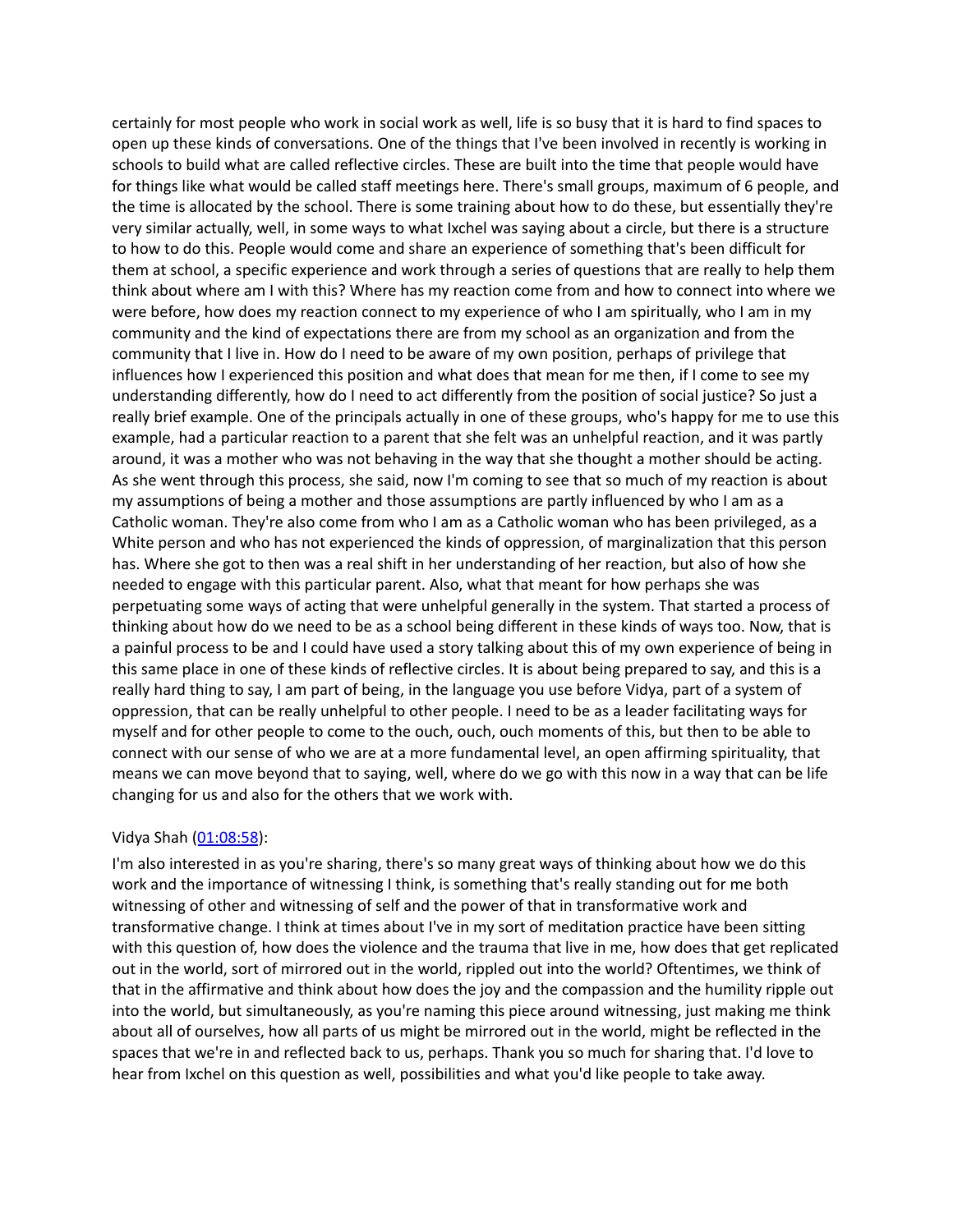certainly for most people who work in social work as well, life is so busy that it is hard to find spaces to open up these kinds of conversations. One of the things that I've been involved in recently is working in schools to build what are called reflective circles. These are built into the time that people would have for things like what would be called staff meetings here. There's small groups, maximum of 6 people, and the time is allocated by the school. There is some training about how to do these, but essentially they're very similar actually, well, in some ways to what Ixchel was saying about a circle, but there is a structure to how to do this. People would come and share an experience of something that's been difficult for them at school, a specific experience and work through a series of questions that are really to help them think about where am I with this? Where has my reaction come from and how to connect into where we were before, how does my reaction connect to my experience of who I am spiritually, who I am in my community and the kind of expectations there are from my school as an organization and from the community that I live in. How do I need to be aware of my own position, perhaps of privilege that influences how I experienced this position and what does that mean for me then, if I come to see my understanding differently, how do I need to act differently from the position of social justice? So just a really brief example. One of the principals actually in one of these groups, who's happy for me to use this example, had a particular reaction to a parent that she felt was an unhelpful reaction, and it was partly around, it was a mother who was not behaving in the way that she thought a mother should be acting. As she went through this process, she said, now I'm coming to see that so much of my reaction is about my assumptions of being a mother and those assumptions are partly influenced by who I am as a Catholic woman. They're also come from who I am as a Catholic woman who has been privileged, as a White person and who has not experienced the kinds of oppression, of marginalization that this person has. Where she got to then was a real shift in her understanding of her reaction, but also of how she needed to engage with this particular parent. Also, what that meant for how perhaps she was perpetuating some ways of acting that were unhelpful generally in the system. That started a process of thinking about how do we need to be as a school being different in these kinds of ways too. Now, that is a painful process to be and I could have used a story talking about this of my own experience of being in this same place in one of these kinds of reflective circles. It is about being prepared to say, and this is a really hard thing to say, I am part of being, in the language you use before Vidya, part of a system of oppression, that can be really unhelpful to other people. I need to be as a leader facilitating ways for myself and for other people to come to the ouch, ouch, ouch moments of this, but then to be able to connect with our sense of who we are at a more fundamental level, an open affirming spirituality, that means we can move beyond that to saying, well, where do we go with this now in a way that can be life changing for us and also for the others that we work with.

Vidya Shah (01:08:58):

I'm also interested in as you're sharing, there's so many great ways of thinking about how we do this work and the importance of witnessing I think, is something that's really standing out for me both witnessing of other and witnessing of self and the power of that in transformative work and transformative change. I think at times about I've in my sort of meditation practice have been sitting with this question of, how does the violence and the trauma that live in me, how does that get replicated out in the world, sort of mirrored out in the world, rippled out into the world? Oftentimes, we think of that in the affirmative and think about how does the joy and the compassion and the humility ripple out into the world, but simultaneously, as you're naming this piece around witnessing, just making me think about all of ourselves, how all parts of us might be mirrored out in the world, might be reflected in the spaces that we're in and reflected back to us, perhaps. Thank you so much for sharing that. I'd love to hear from Ixchel on this question as well, possibilities and what you'd like people to take away.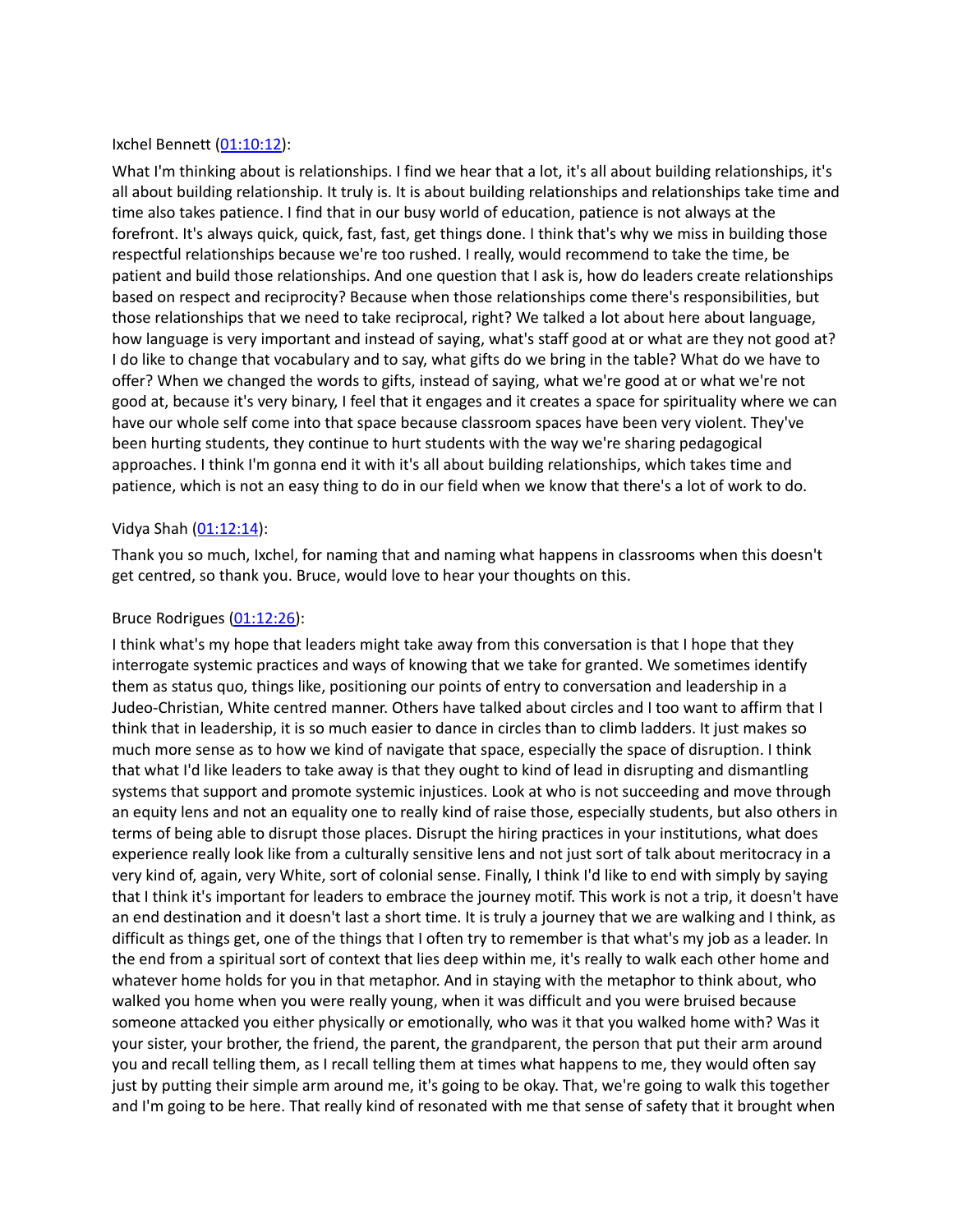Ixchel Bennett ([01:10:12](#)):

What I'm thinking about is relationships. I find we hear that a lot, it's all about building relationships, it's all about building relationship. It truly is. It is about building relationships and relationships take time and time also takes patience. I find that in our busy world of education, patience is not always at the forefront. It's always quick, quick, fast, fast, get things done. I think that's why we miss in building those respectful relationships because we're too rushed. I really, would recommend to take the time, be patient and build those relationships. And one question that I ask is, how do leaders create relationships based on respect and reciprocity? Because when those relationships come there's responsibilities, but those relationships that we need to take reciprocal, right? We talked a lot about here about language, how language is very important and instead of saying, what's staff good at or what are they not good at? I do like to change that vocabulary and to say, what gifts do we bring in the table? What do we have to offer? When we changed the words to gifts, instead of saying, what we're good at or what we're not good at, because it's very binary, I feel that it engages and it creates a space for spirituality where we can have our whole self come into that space because classroom spaces have been very violent. They've been hurting students, they continue to hurt students with the way we're sharing pedagogical approaches. I think I'm gonna end it with it's all about building relationships, which takes time and patience, which is not an easy thing to do in our field when we know that there's a lot of work to do.

Vidya Shah ([01:12:14](#)):

Thank you so much, Ixchel, for naming that and naming what happens in classrooms when this doesn't get centred, so thank you. Bruce, would love to hear your thoughts on this.

Bruce Rodrigues ([01:12:26](#)):

I think what's my hope that leaders might take away from this conversation is that I hope that they interrogate systemic practices and ways of knowing that we take for granted. We sometimes identify them as status quo, things like, positioning our points of entry to conversation and leadership in a Judeo-Christian, White centred manner. Others have talked about circles and I too want to affirm that I think that in leadership, it is so much easier to dance in circles than to climb ladders. It just makes so much more sense as to how we kind of navigate that space, especially the space of disruption. I think that what I'd like leaders to take away is that they ought to kind of lead in disrupting and dismantling systems that support and promote systemic injustices. Look at who is not succeeding and move through an equity lens and not an equality one to really kind of raise those, especially students, but also others in terms of being able to disrupt those places. Disrupt the hiring practices in your institutions, what does experience really look like from a culturally sensitive lens and not just sort of talk about meritocracy in a very kind of, again, very White, sort of colonial sense. Finally, I think I'd like to end with simply by saying that I think it's important for leaders to embrace the journey motif. This work is not a trip, it doesn't have an end destination and it doesn't last a short time. It is truly a journey that we are walking and I think, as difficult as things get, one of the things that I often try to remember is that what's my job as a leader. In the end from a spiritual sort of context that lies deep within me, it's really to walk each other home and whatever home holds for you in that metaphor. And in staying with the metaphor to think about, who walked you home when you were really young, when it was difficult and you were bruised because someone attacked you either physically or emotionally, who was it that you walked home with? Was it your sister, your brother, the friend, the parent, the grandparent, the person that put their arm around you and recall telling them, as I recall telling them at times what happens to me, they would often say just by putting their simple arm around me, it's going to be okay. That, we're going to walk this together and I'm going to be here. That really kind of resonated with me that sense of safety that it brought when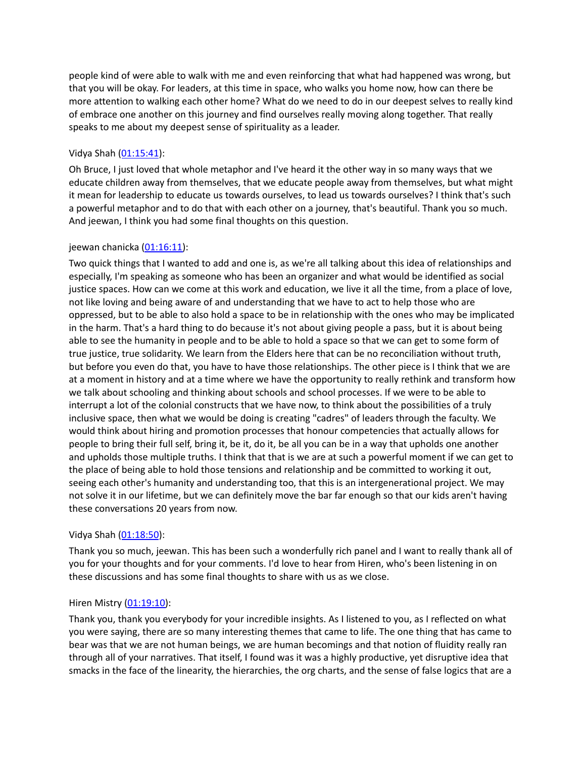people kind of were able to walk with me and even reinforcing that what had happened was wrong, but that you will be okay. For leaders, at this time in space, who walks you home now, how can there be more attention to walking each other home? What do we need to do in our deepest selves to really kind of embrace one another on this journey and find ourselves really moving along together. That really speaks to me about my deepest sense of spirituality as a leader.

Vidya Shah ([01:15:41](#)):

Oh Bruce, I just loved that whole metaphor and I've heard it the other way in so many ways that we educate children away from themselves, that we educate people away from themselves, but what might it mean for leadership to educate us towards ourselves, to lead us towards ourselves? I think that's such a powerful metaphor and to do that with each other on a journey, that's beautiful. Thank you so much. And jeewan, I think you had some final thoughts on this question.

jeewan chanicka ([01:16:11](#)):

Two quick things that I wanted to add and one is, as we're all talking about this idea of relationships and especially, I'm speaking as someone who has been an organizer and what would be identified as social justice spaces. How can we come at this work and education, we live it all the time, from a place of love, not like loving and being aware of and understanding that we have to act to help those who are oppressed, but to be able to also hold a space to be in relationship with the ones who may be implicated in the harm. That's a hard thing to do because it's not about giving people a pass, but it is about being able to see the humanity in people and to be able to hold a space so that we can get to some form of true justice, true solidarity. We learn from the Elders here that can be no reconciliation without truth, but before you even do that, you have to have those relationships. The other piece is I think that we are at a moment in history and at a time where we have the opportunity to really rethink and transform how we talk about schooling and thinking about schools and school processes. If we were to be able to interrupt a lot of the colonial constructs that we have now, to think about the possibilities of a truly inclusive space, then what we would be doing is creating "cadres" of leaders through the faculty. We would think about hiring and promotion processes that honour competencies that actually allows for people to bring their full self, bring it, be it, do it, be all you can be in a way that upholds one another and upholds those multiple truths. I think that that is we are at such a powerful moment if we can get to the place of being able to hold those tensions and relationship and be committed to working it out, seeing each other's humanity and understanding too, that this is an intergenerational project. We may not solve it in our lifetime, but we can definitely move the bar far enough so that our kids aren't having these conversations 20 years from now.

Vidya Shah ([01:18:50](#)):

Thank you so much, jeewan. This has been such a wonderfully rich panel and I want to really thank all of you for your thoughts and for your comments. I'd love to hear from Hiren, who's been listening in on these discussions and has some final thoughts to share with us as we close.

Hiren Mistry ([01:19:10](#)):

Thank you, thank you everybody for your incredible insights. As I listened to you, as I reflected on what you were saying, there are so many interesting themes that came to life. The one thing that has came to bear was that we are not human beings, we are human becomings and that notion of fluidity really ran through all of your narratives. That itself, I found was it was a highly productive, yet disruptive idea that smacks in the face of the linearity, the hierarchies, the org charts, and the sense of false logics that are a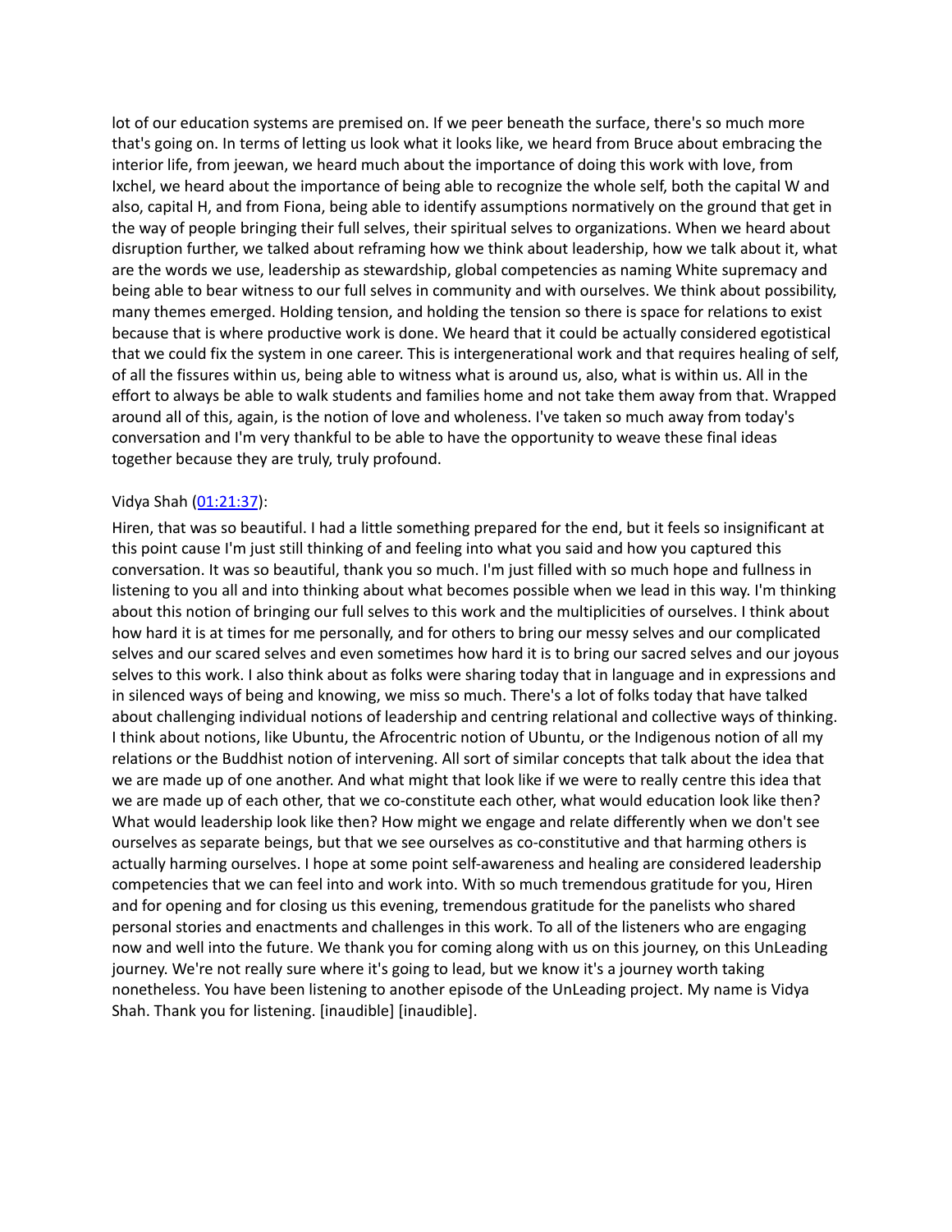lot of our education systems are premised on. If we peer beneath the surface, there's so much more that's going on. In terms of letting us look what it looks like, we heard from Bruce about embracing the interior life, from jeewan, we heard much about the importance of doing this work with love, from Ixchel, we heard about the importance of being able to recognize the whole self, both the capital W and also, capital H, and from Fiona, being able to identify assumptions normatively on the ground that get in the way of people bringing their full selves, their spiritual selves to organizations. When we heard about disruption further, we talked about reframing how we think about leadership, how we talk about it, what are the words we use, leadership as stewardship, global competencies as naming White supremacy and being able to bear witness to our full selves in community and with ourselves. We think about possibility, many themes emerged. Holding tension, and holding the tension so there is space for relations to exist because that is where productive work is done. We heard that it could be actually considered egotistical that we could fix the system in one career. This is intergenerational work and that requires healing of self, of all the fissures within us, being able to witness what is around us, also, what is within us. All in the effort to always be able to walk students and families home and not take them away from that. Wrapped around all of this, again, is the notion of love and wholeness. I've taken so much away from today's conversation and I'm very thankful to be able to have the opportunity to weave these final ideas together because they are truly, truly profound.

Vidya Shah (01:21:37):

Hiren, that was so beautiful. I had a little something prepared for the end, but it feels so insignificant at this point cause I'm just still thinking of and feeling into what you said and how you captured this conversation. It was so beautiful, thank you so much. I'm just filled with so much hope and fullness in listening to you all and into thinking about what becomes possible when we lead in this way. I'm thinking about this notion of bringing our full selves to this work and the multiplicities of ourselves. I think about how hard it is at times for me personally, and for others to bring our messy selves and our complicated selves and our scared selves and even sometimes how hard it is to bring our sacred selves and our joyous selves to this work. I also think about as folks were sharing today that in language and in expressions and in silenced ways of being and knowing, we miss so much. There's a lot of folks today that have talked about challenging individual notions of leadership and centring relational and collective ways of thinking. I think about notions, like Ubuntu, the Afrocentric notion of Ubuntu, or the Indigenous notion of all my relations or the Buddhist notion of intervening. All sort of similar concepts that talk about the idea that we are made up of one another. And what might that look like if we were to really centre this idea that we are made up of each other, that we co-constitute each other, what would education look like then? What would leadership look like then? How might we engage and relate differently when we don't see ourselves as separate beings, but that we see ourselves as co-constitutive and that harming others is actually harming ourselves. I hope at some point self-awareness and healing are considered leadership competencies that we can feel into and work into. With so much tremendous gratitude for you, Hiren and for opening and for closing us this evening, tremendous gratitude for the panelists who shared personal stories and enactments and challenges in this work. To all of the listeners who are engaging now and well into the future. We thank you for coming along with us on this journey, on this UnLeading journey. We're not really sure where it's going to lead, but we know it's a journey worth taking nonetheless. You have been listening to another episode of the UnLeading project. My name is Vidya Shah. Thank you for listening. [inaudible] [inaudible].